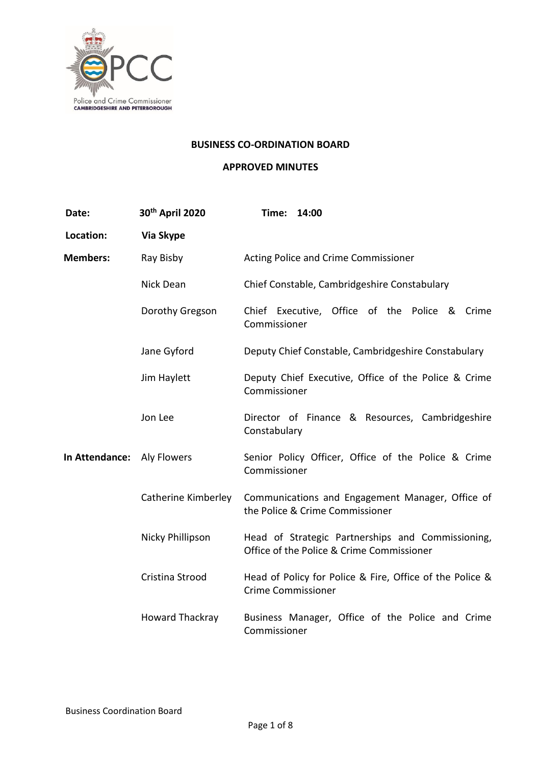# BUSINESS CO-ORDINATION BOARD

## APPROVED MINUTES

| | | |
|---|---|---|
| **Date:** | **30th April 2020** | **Time: 14:00** |
| **Location:** | **Via Skype** | |
| **Members:** | Ray Bisby | Acting Police and Crime Commissioner |
| | Nick Dean | Chief Constable, Cambridgeshire Constabulary |
| | Dorothy Gregson | Chief Executive, Office of the Police & Crime Commissioner |
| | Jane Gyford | Deputy Chief Constable, Cambridgeshire Constabulary |
| | Jim Haylett | Deputy Chief Executive, Office of the Police & Crime Commissioner |
| | Jon Lee | Director of Finance & Resources, Cambridgeshire Constabulary |
| **In Attendance:** | Aly Flowers | Senior Policy Officer, Office of the Police & Crime Commissioner |
| | Catherine Kimberley | Communications and Engagement Manager, Office of the Police & Crime Commissioner |
| | Nicky Phillipson | Head of Strategic Partnerships and Commissioning, Office of the Police & Crime Commissioner |
| | Cristina Strood | Head of Policy for Police & Fire, Office of the Police & Crime Commissioner |
| | Howard Thackray | Business Manager, Office of the Police and Crime Commissioner |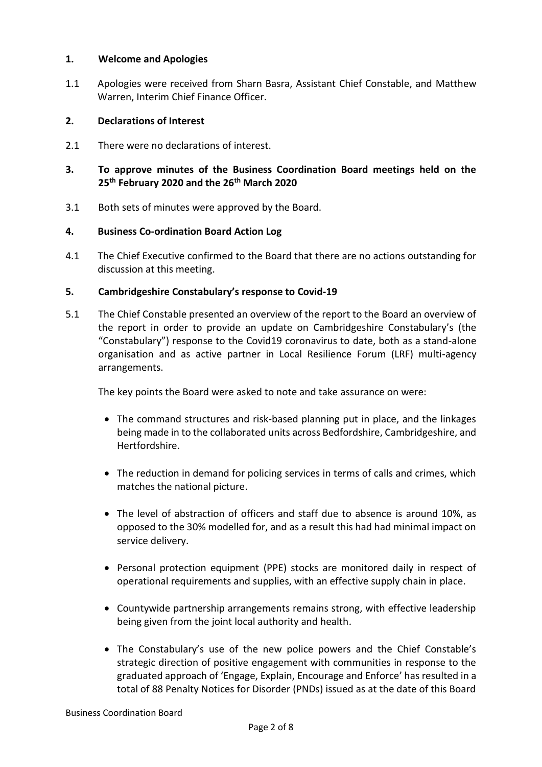## 1. Welcome and Apologies

1.1 Apologies were received from Sharn Basra, Assistant Chief Constable, and Matthew Warren, Interim Chief Finance Officer.

## 2. Declarations of Interest

2.1 There were no declarations of interest.

## 3. To approve minutes of the Business Coordination Board meetings held on the 25th February 2020 and the 26th March 2020

3.1 Both sets of minutes were approved by the Board.

## 4. Business Co-ordination Board Action Log

4.1 The Chief Executive confirmed to the Board that there are no actions outstanding for discussion at this meeting.

## 5. Cambridgeshire Constabulary's response to Covid-19

5.1 The Chief Constable presented an overview of the report to the Board an overview of the report in order to provide an update on Cambridgeshire Constabulary's (the "Constabulary") response to the Covid19 coronavirus to date, both as a stand-alone organisation and as active partner in Local Resilience Forum (LRF) multi-agency arrangements.

The key points the Board were asked to note and take assurance on were:

- The command structures and risk-based planning put in place, and the linkages being made in to the collaborated units across Bedfordshire, Cambridgeshire, and Hertfordshire.
- The reduction in demand for policing services in terms of calls and crimes, which matches the national picture.
- The level of abstraction of officers and staff due to absence is around 10%, as opposed to the 30% modelled for, and as a result this had had minimal impact on service delivery.
- Personal protection equipment (PPE) stocks are monitored daily in respect of operational requirements and supplies, with an effective supply chain in place.
- Countywide partnership arrangements remains strong, with effective leadership being given from the joint local authority and health.
- The Constabulary's use of the new police powers and the Chief Constable's strategic direction of positive engagement with communities in response to the graduated approach of 'Engage, Explain, Encourage and Enforce' has resulted in a total of 88 Penalty Notices for Disorder (PNDs) issued as at the date of this Board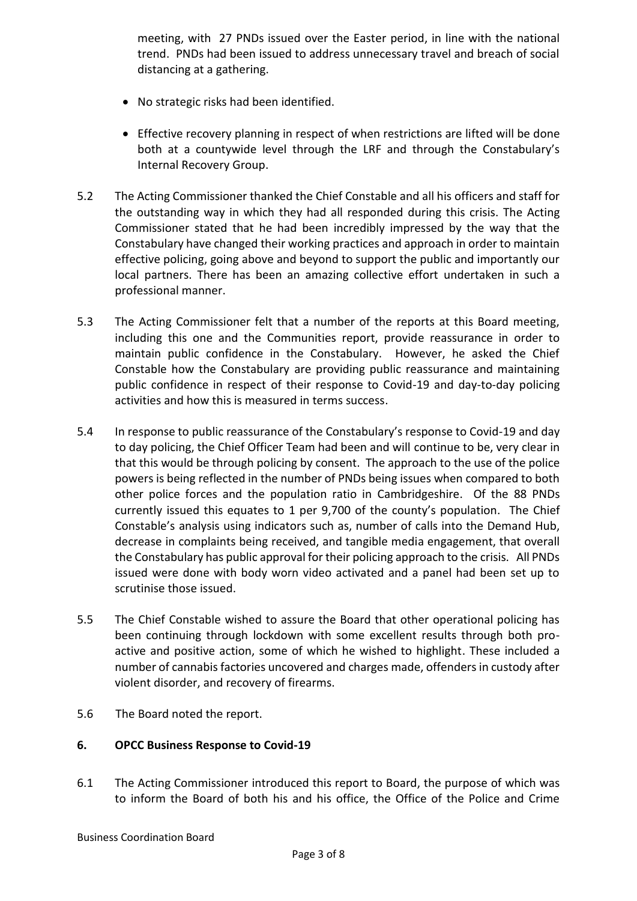meeting, with 27 PNDs issued over the Easter period, in line with the national trend. PNDs had been issued to address unnecessary travel and breach of social distancing at a gathering.

- No strategic risks had been identified.
- Effective recovery planning in respect of when restrictions are lifted will be done both at a countywide level through the LRF and through the Constabulary's Internal Recovery Group.

5.2 The Acting Commissioner thanked the Chief Constable and all his officers and staff for the outstanding way in which they had all responded during this crisis. The Acting Commissioner stated that he had been incredibly impressed by the way that the Constabulary have changed their working practices and approach in order to maintain effective policing, going above and beyond to support the public and importantly our local partners. There has been an amazing collective effort undertaken in such a professional manner.

5.3 The Acting Commissioner felt that a number of the reports at this Board meeting, including this one and the Communities report, provide reassurance in order to maintain public confidence in the Constabulary. However, he asked the Chief Constable how the Constabulary are providing public reassurance and maintaining public confidence in respect of their response to Covid-19 and day-to-day policing activities and how this is measured in terms success.

5.4 In response to public reassurance of the Constabulary's response to Covid-19 and day to day policing, the Chief Officer Team had been and will continue to be, very clear in that this would be through policing by consent. The approach to the use of the police powers is being reflected in the number of PNDs being issues when compared to both other police forces and the population ratio in Cambridgeshire. Of the 88 PNDs currently issued this equates to 1 per 9,700 of the county's population. The Chief Constable's analysis using indicators such as, number of calls into the Demand Hub, decrease in complaints being received, and tangible media engagement, that overall the Constabulary has public approval for their policing approach to the crisis. All PNDs issued were done with body worn video activated and a panel had been set up to scrutinise those issued.

5.5 The Chief Constable wished to assure the Board that other operational policing has been continuing through lockdown with some excellent results through both pro-active and positive action, some of which he wished to highlight. These included a number of cannabis factories uncovered and charges made, offenders in custody after violent disorder, and recovery of firearms.

5.6 The Board noted the report.

## 6. OPCC Business Response to Covid-19

6.1 The Acting Commissioner introduced this report to Board, the purpose of which was to inform the Board of both his and his office, the Office of the Police and Crime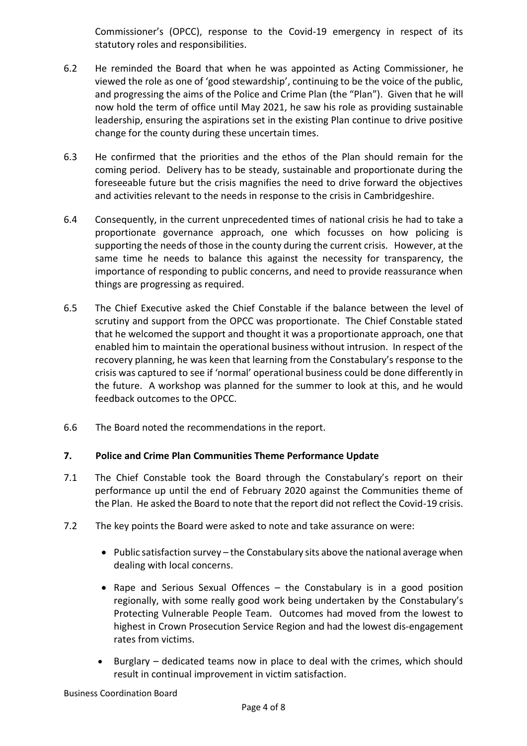Commissioner's (OPCC), response to the Covid-19 emergency in respect of its statutory roles and responsibilities.

6.2 He reminded the Board that when he was appointed as Acting Commissioner, he viewed the role as one of 'good stewardship', continuing to be the voice of the public, and progressing the aims of the Police and Crime Plan (the "Plan"). Given that he will now hold the term of office until May 2021, he saw his role as providing sustainable leadership, ensuring the aspirations set in the existing Plan continue to drive positive change for the county during these uncertain times.

6.3 He confirmed that the priorities and the ethos of the Plan should remain for the coming period. Delivery has to be steady, sustainable and proportionate during the foreseeable future but the crisis magnifies the need to drive forward the objectives and activities relevant to the needs in response to the crisis in Cambridgeshire.

6.4 Consequently, in the current unprecedented times of national crisis he had to take a proportionate governance approach, one which focusses on how policing is supporting the needs of those in the county during the current crisis. However, at the same time he needs to balance this against the necessity for transparency, the importance of responding to public concerns, and need to provide reassurance when things are progressing as required.

6.5 The Chief Executive asked the Chief Constable if the balance between the level of scrutiny and support from the OPCC was proportionate. The Chief Constable stated that he welcomed the support and thought it was a proportionate approach, one that enabled him to maintain the operational business without intrusion. In respect of the recovery planning, he was keen that learning from the Constabulary's response to the crisis was captured to see if 'normal' operational business could be done differently in the future. A workshop was planned for the summer to look at this, and he would feedback outcomes to the OPCC.

6.6 The Board noted the recommendations in the report.

## 7. Police and Crime Plan Communities Theme Performance Update

7.1 The Chief Constable took the Board through the Constabulary's report on their performance up until the end of February 2020 against the Communities theme of the Plan. He asked the Board to note that the report did not reflect the Covid-19 crisis.

7.2 The key points the Board were asked to note and take assurance on were:

- Public satisfaction survey – the Constabulary sits above the national average when dealing with local concerns.
- Rape and Serious Sexual Offences – the Constabulary is in a good position regionally, with some really good work being undertaken by the Constabulary's Protecting Vulnerable People Team. Outcomes had moved from the lowest to highest in Crown Prosecution Service Region and had the lowest dis-engagement rates from victims.
- Burglary – dedicated teams now in place to deal with the crimes, which should result in continual improvement in victim satisfaction.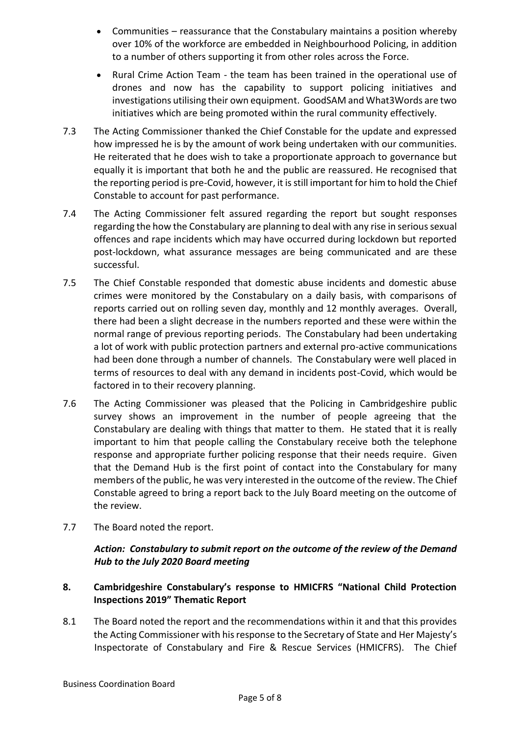- Communities – reassurance that the Constabulary maintains a position whereby over 10% of the workforce are embedded in Neighbourhood Policing, in addition to a number of others supporting it from other roles across the Force.
- Rural Crime Action Team - the team has been trained in the operational use of drones and now has the capability to support policing initiatives and investigations utilising their own equipment. GoodSAM and What3Words are two initiatives which are being promoted within the rural community effectively.

7.3 The Acting Commissioner thanked the Chief Constable for the update and expressed how impressed he is by the amount of work being undertaken with our communities. He reiterated that he does wish to take a proportionate approach to governance but equally it is important that both he and the public are reassured. He recognised that the reporting period is pre-Covid, however, it is still important for him to hold the Chief Constable to account for past performance.

7.4 The Acting Commissioner felt assured regarding the report but sought responses regarding the how the Constabulary are planning to deal with any rise in serious sexual offences and rape incidents which may have occurred during lockdown but reported post-lockdown, what assurance messages are being communicated and are these successful.

7.5 The Chief Constable responded that domestic abuse incidents and domestic abuse crimes were monitored by the Constabulary on a daily basis, with comparisons of reports carried out on rolling seven day, monthly and 12 monthly averages. Overall, there had been a slight decrease in the numbers reported and these were within the normal range of previous reporting periods. The Constabulary had been undertaking a lot of work with public protection partners and external pro-active communications had been done through a number of channels. The Constabulary were well placed in terms of resources to deal with any demand in incidents post-Covid, which would be factored in to their recovery planning.

7.6 The Acting Commissioner was pleased that the Policing in Cambridgeshire public survey shows an improvement in the number of people agreeing that the Constabulary are dealing with things that matter to them. He stated that it is really important to him that people calling the Constabulary receive both the telephone response and appropriate further policing response that their needs require. Given that the Demand Hub is the first point of contact into the Constabulary for many members of the public, he was very interested in the outcome of the review. The Chief Constable agreed to bring a report back to the July Board meeting on the outcome of the review.

7.7 The Board noted the report.

***Action: Constabulary to submit report on the outcome of the review of the Demand Hub to the July 2020 Board meeting***

## 8. Cambridgeshire Constabulary's response to HMICFRS "National Child Protection Inspections 2019" Thematic Report

8.1 The Board noted the report and the recommendations within it and that this provides the Acting Commissioner with his response to the Secretary of State and Her Majesty's Inspectorate of Constabulary and Fire & Rescue Services (HMICFRS). The Chief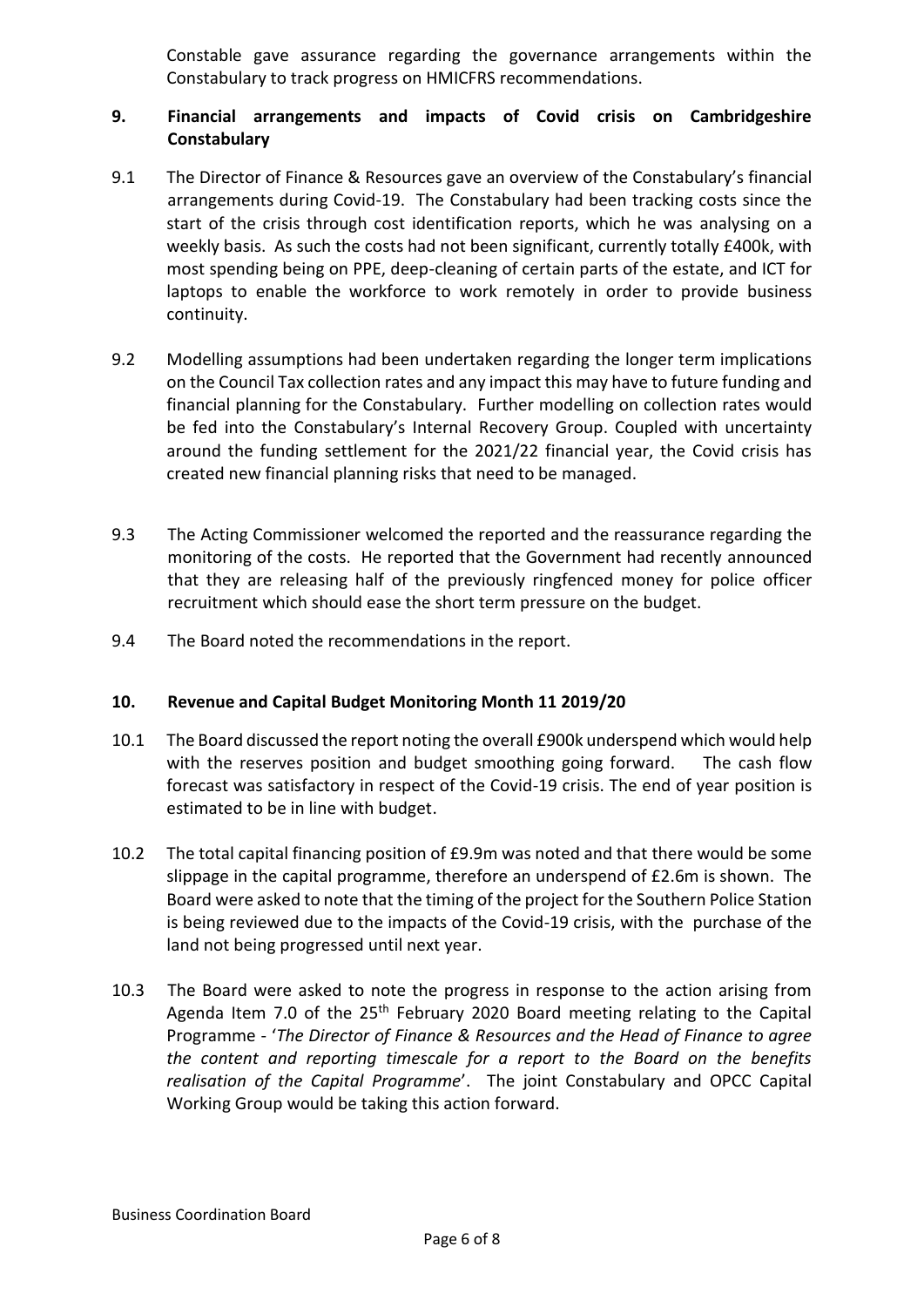Constable gave assurance regarding the governance arrangements within the Constabulary to track progress on HMICFRS recommendations.

## 9. Financial arrangements and impacts of Covid crisis on Cambridgeshire Constabulary

9.1 The Director of Finance & Resources gave an overview of the Constabulary's financial arrangements during Covid-19. The Constabulary had been tracking costs since the start of the crisis through cost identification reports, which he was analysing on a weekly basis. As such the costs had not been significant, currently totally £400k, with most spending being on PPE, deep-cleaning of certain parts of the estate, and ICT for laptops to enable the workforce to work remotely in order to provide business continuity.

9.2 Modelling assumptions had been undertaken regarding the longer term implications on the Council Tax collection rates and any impact this may have to future funding and financial planning for the Constabulary. Further modelling on collection rates would be fed into the Constabulary's Internal Recovery Group. Coupled with uncertainty around the funding settlement for the 2021/22 financial year, the Covid crisis has created new financial planning risks that need to be managed.

9.3 The Acting Commissioner welcomed the reported and the reassurance regarding the monitoring of the costs. He reported that the Government had recently announced that they are releasing half of the previously ringfenced money for police officer recruitment which should ease the short term pressure on the budget.

9.4 The Board noted the recommendations in the report.

## 10. Revenue and Capital Budget Monitoring Month 11 2019/20

10.1 The Board discussed the report noting the overall £900k underspend which would help with the reserves position and budget smoothing going forward. The cash flow forecast was satisfactory in respect of the Covid-19 crisis. The end of year position is estimated to be in line with budget.

10.2 The total capital financing position of £9.9m was noted and that there would be some slippage in the capital programme, therefore an underspend of £2.6m is shown. The Board were asked to note that the timing of the project for the Southern Police Station is being reviewed due to the impacts of the Covid-19 crisis, with the purchase of the land not being progressed until next year.

10.3 The Board were asked to note the progress in response to the action arising from Agenda Item 7.0 of the 25th February 2020 Board meeting relating to the Capital Programme - '*The Director of Finance & Resources and the Head of Finance to agree the content and reporting timescale for a report to the Board on the benefits realisation of the Capital Programme*'. The joint Constabulary and OPCC Capital Working Group would be taking this action forward.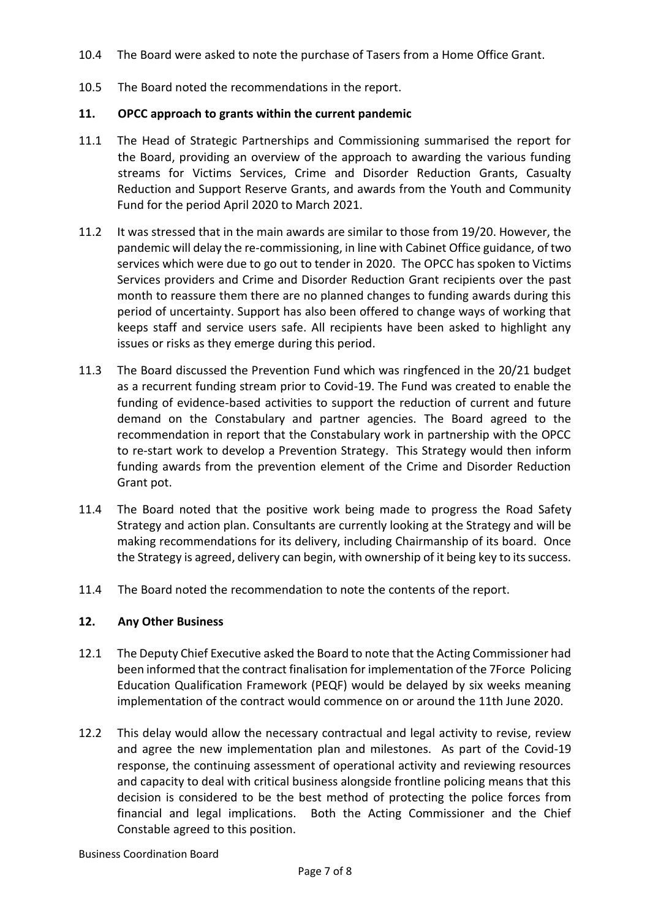10.4 The Board were asked to note the purchase of Tasers from a Home Office Grant.

10.5 The Board noted the recommendations in the report.

### 11. OPCC approach to grants within the current pandemic

11.1 The Head of Strategic Partnerships and Commissioning summarised the report for the Board, providing an overview of the approach to awarding the various funding streams for Victims Services, Crime and Disorder Reduction Grants, Casualty Reduction and Support Reserve Grants, and awards from the Youth and Community Fund for the period April 2020 to March 2021.

11.2 It was stressed that in the main awards are similar to those from 19/20. However, the pandemic will delay the re-commissioning, in line with Cabinet Office guidance, of two services which were due to go out to tender in 2020. The OPCC has spoken to Victims Services providers and Crime and Disorder Reduction Grant recipients over the past month to reassure them there are no planned changes to funding awards during this period of uncertainty. Support has also been offered to change ways of working that keeps staff and service users safe. All recipients have been asked to highlight any issues or risks as they emerge during this period.

11.3 The Board discussed the Prevention Fund which was ringfenced in the 20/21 budget as a recurrent funding stream prior to Covid-19. The Fund was created to enable the funding of evidence-based activities to support the reduction of current and future demand on the Constabulary and partner agencies. The Board agreed to the recommendation in report that the Constabulary work in partnership with the OPCC to re-start work to develop a Prevention Strategy. This Strategy would then inform funding awards from the prevention element of the Crime and Disorder Reduction Grant pot.

11.4 The Board noted that the positive work being made to progress the Road Safety Strategy and action plan. Consultants are currently looking at the Strategy and will be making recommendations for its delivery, including Chairmanship of its board. Once the Strategy is agreed, delivery can begin, with ownership of it being key to its success.

11.4 The Board noted the recommendation to note the contents of the report.

### 12. Any Other Business

12.1 The Deputy Chief Executive asked the Board to note that the Acting Commissioner had been informed that the contract finalisation for implementation of the 7Force Policing Education Qualification Framework (PEQF) would be delayed by six weeks meaning implementation of the contract would commence on or around the 11th June 2020.

12.2 This delay would allow the necessary contractual and legal activity to revise, review and agree the new implementation plan and milestones. As part of the Covid-19 response, the continuing assessment of operational activity and reviewing resources and capacity to deal with critical business alongside frontline policing means that this decision is considered to be the best method of protecting the police forces from financial and legal implications. Both the Acting Commissioner and the Chief Constable agreed to this position.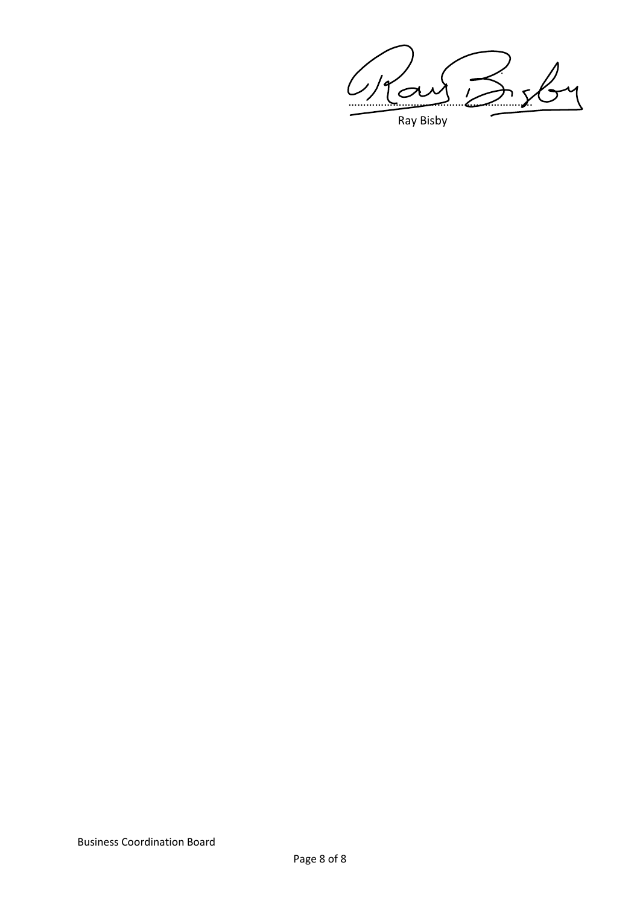..................................................
Ray Bisby